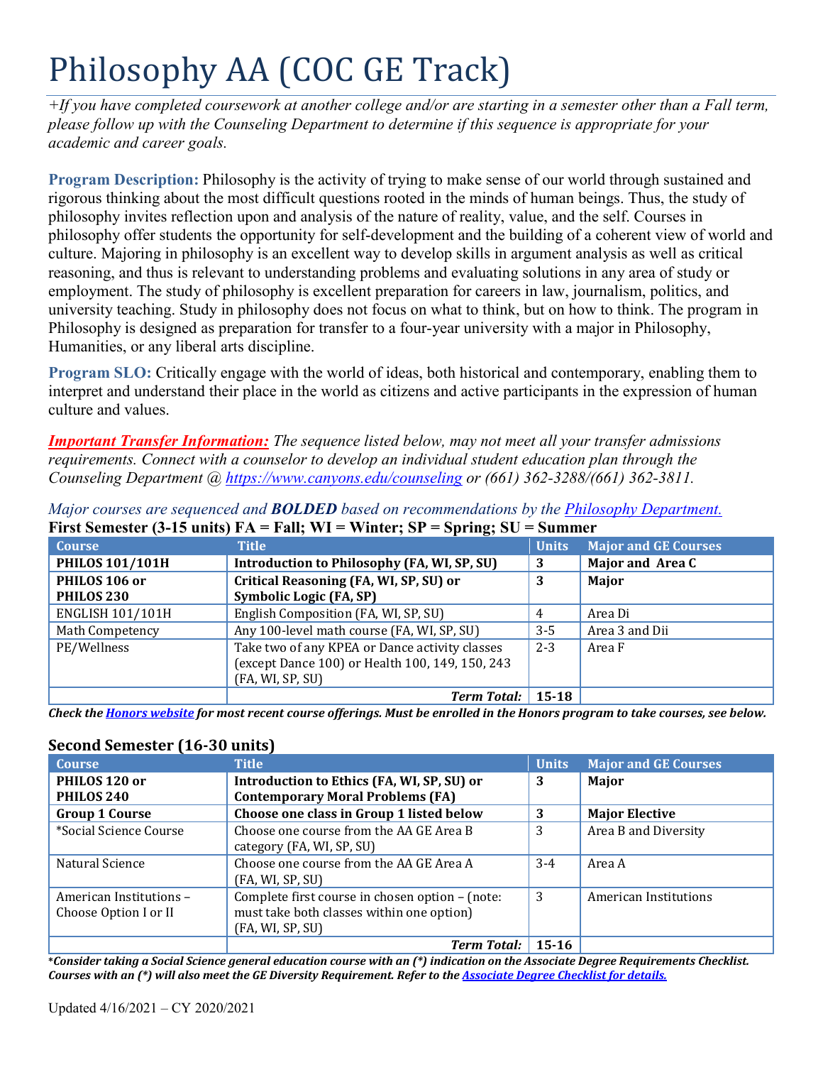# Philosophy AA (COC GE Track)

*+If you have completed coursework at another college and/or are starting in a semester other than a Fall term, please follow up with the Counseling Department to determine if this sequence is appropriate for your academic and career goals.*

**Program Description:** Philosophy is the activity of trying to make sense of our world through sustained and rigorous thinking about the most difficult questions rooted in the minds of human beings. Thus, the study of philosophy invites reflection upon and analysis of the nature of reality, value, and the self. Courses in philosophy offer students the opportunity for self-development and the building of a coherent view of world and culture. Majoring in philosophy is an excellent way to develop skills in argument analysis as well as critical reasoning, and thus is relevant to understanding problems and evaluating solutions in any area of study or employment. The study of philosophy is excellent preparation for careers in law, journalism, politics, and university teaching. Study in philosophy does not focus on what to think, but on how to think. The program in Philosophy is designed as preparation for transfer to a four-year university with a major in Philosophy, Humanities, or any liberal arts discipline.

**Program SLO:** Critically engage with the world of ideas, both historical and contemporary, enabling them to interpret and understand their place in the world as citizens and active participants in the expression of human culture and values.

***Important Transfer Information:*** *The sequence listed below, may not meet all your transfer admissions requirements. Connect with a counselor to develop an individual student education plan through the Counseling Department @ https://www.canyons.edu/counseling or (661) 362-3288/(661) 362-3811.*

*Major courses are sequenced and* ***BOLDED*** *based on recommendations by the Philosophy Department.*

**First Semester (3-15 units) FA = Fall; WI = Winter; SP = Spring; SU = Summer**

| Course | Title | Units | Major and GE Courses |
|---|---|---|---|
| **PHILOS 101/101H** | **Introduction to Philosophy (FA, WI, SP, SU)** | **3** | **Major and Area C** |
| **PHILOS 106 or PHILOS 230** | **Critical Reasoning (FA, WI, SP, SU) or Symbolic Logic (FA, SP)** | **3** | **Major** |
| ENGLISH 101/101H | English Composition (FA, WI, SP, SU) | 4 | Area Di |
| Math Competency | Any 100-level math course (FA, WI, SP, SU) | 3-5 | Area 3 and Dii |
| PE/Wellness | Take two of any KPEA or Dance activity classes (except Dance 100) or Health 100, 149, 150, 243 (FA, WI, SP, SU) | 2-3 | Area F |
| | ***Term Total:*** | **15-18** | |

***Check the Honors website for most recent course offerings. Must be enrolled in the Honors program to take courses, see below.***

## Second Semester (16-30 units)

| Course | Title | Units | Major and GE Courses |
|---|---|---|---|
| **PHILOS 120 or PHILOS 240** | **Introduction to Ethics (FA, WI, SP, SU) or Contemporary Moral Problems (FA)** | **3** | **Major** |
| **Group 1 Course** | **Choose one class in Group 1 listed below** | **3** | **Major Elective** |
| *Social Science Course | Choose one course from the AA GE Area B category (FA, WI, SP, SU) | 3 | Area B and Diversity |
| Natural Science | Choose one course from the AA GE Area A (FA, WI, SP, SU) | 3-4 | Area A |
| American Institutions – Choose Option I or II | Complete first course in chosen option – (note: must take both classes within one option) (FA, WI, SP, SU) | 3 | American Institutions |
| | ***Term Total:*** | **15-16** | |

***\*Consider taking a Social Science general education course with an (\*) indication on the Associate Degree Requirements Checklist. Courses with an (\*) will also meet the GE Diversity Requirement. Refer to the Associate Degree Checklist for details.***

Updated 4/16/2021 – CY 2020/2021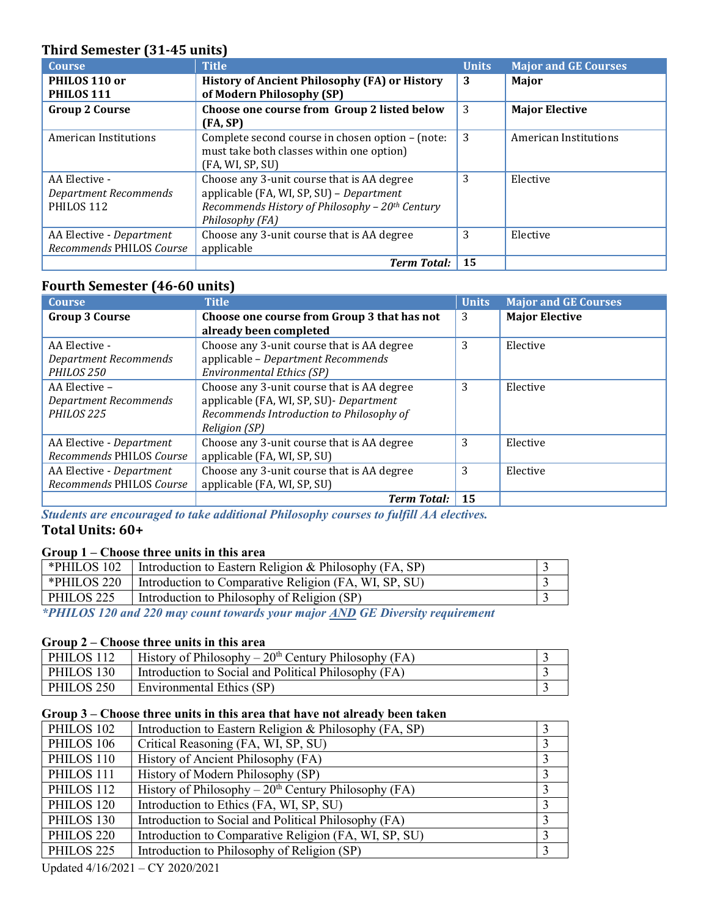## Third Semester (31-45 units)

| Course | Title | Units | Major and GE Courses |
|---|---|---|---|
| **PHILOS 110 or PHILOS 111** | **History of Ancient Philosophy (FA) or History of Modern Philosophy (SP)** | **3** | **Major** |
| **Group 2 Course** | **Choose one course from Group 2 listed below (FA, SP)** | 3 | **Major Elective** |
| American Institutions | Complete second course in chosen option – (note: must take both classes within one option) (FA, WI, SP, SU) | 3 | American Institutions |
| AA Elective - *Department Recommends* PHILOS 112 | Choose any 3-unit course that is AA degree applicable (FA, WI, SP, SU) – *Department Recommends History of Philosophy – 20th Century Philosophy (FA)* | 3 | Elective |
| AA Elective - *Department Recommends PHILOS Course* | Choose any 3-unit course that is AA degree applicable | 3 | Elective |
| | ***Term Total:*** | **15** | |

## Fourth Semester (46-60 units)

| Course | Title | Units | Major and GE Courses |
|---|---|---|---|
| **Group 3 Course** | **Choose one course from Group 3 that has not already been completed** | 3 | **Major Elective** |
| AA Elective - *Department Recommends PHILOS 250* | Choose any 3-unit course that is AA degree applicable – *Department Recommends Environmental Ethics (SP)* | 3 | Elective |
| AA Elective – *Department Recommends PHILOS 225* | Choose any 3-unit course that is AA degree applicable (FA, WI, SP, SU)- *Department Recommends Introduction to Philosophy of Religion (SP)* | 3 | Elective |
| AA Elective - *Department Recommends PHILOS Course* | Choose any 3-unit course that is AA degree applicable (FA, WI, SP, SU) | 3 | Elective |
| AA Elective - *Department Recommends PHILOS Course* | Choose any 3-unit course that is AA degree applicable (FA, WI, SP, SU) | 3 | Elective |
| | ***Term Total:*** | **15** | |

***Students are encouraged to take additional Philosophy courses to fulfill AA electives.***

### Total Units: 60+

**Group 1 – Choose three units in this area**

| Course | Title | Units |
|---|---|---|
| *PHILOS 102 | Introduction to Eastern Religion & Philosophy (FA, SP) | 3 |
| *PHILOS 220 | Introduction to Comparative Religion (FA, WI, SP, SU) | 3 |
| PHILOS 225 | Introduction to Philosophy of Religion (SP) | 3 |

****PHILOS 120 and 220 may count towards your major AND GE Diversity requirement***

**Group 2 – Choose three units in this area**

| Course | Title | Units |
|---|---|---|
| PHILOS 112 | History of Philosophy – 20th Century Philosophy (FA) | 3 |
| PHILOS 130 | Introduction to Social and Political Philosophy (FA) | 3 |
| PHILOS 250 | Environmental Ethics (SP) | 3 |

**Group 3 – Choose three units in this area that have not already been taken**

| Course | Title | Units |
|---|---|---|
| PHILOS 102 | Introduction to Eastern Religion & Philosophy (FA, SP) | 3 |
| PHILOS 106 | Critical Reasoning (FA, WI, SP, SU) | 3 |
| PHILOS 110 | History of Ancient Philosophy (FA) | 3 |
| PHILOS 111 | History of Modern Philosophy (SP) | 3 |
| PHILOS 112 | History of Philosophy – 20th Century Philosophy (FA) | 3 |
| PHILOS 120 | Introduction to Ethics (FA, WI, SP, SU) | 3 |
| PHILOS 130 | Introduction to Social and Political Philosophy (FA) | 3 |
| PHILOS 220 | Introduction to Comparative Religion (FA, WI, SP, SU) | 3 |
| PHILOS 225 | Introduction to Philosophy of Religion (SP) | 3 |

Updated 4/16/2021 – CY 2020/2021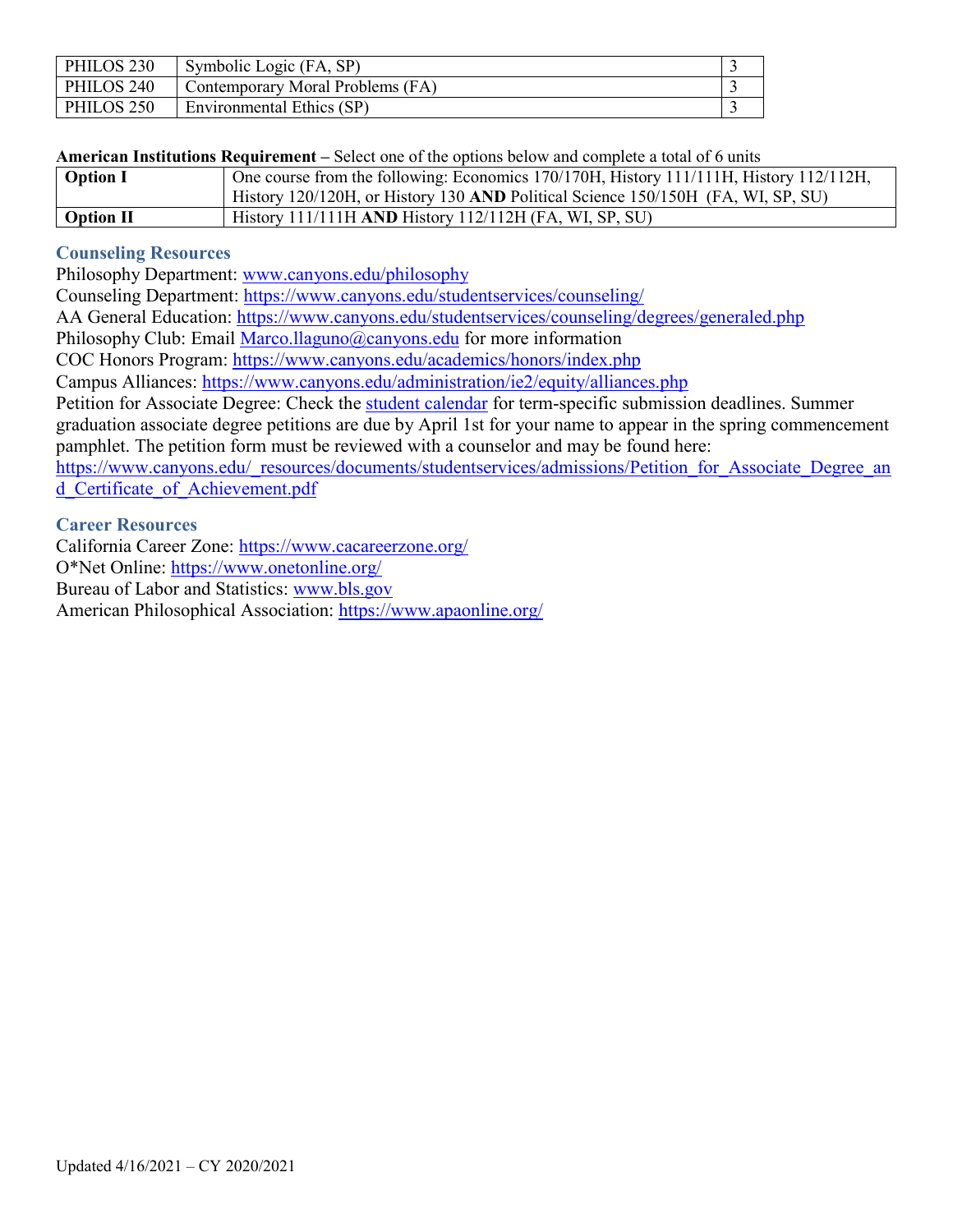| | | |
|---|---|---|
| PHILOS 230 | Symbolic Logic (FA, SP) | 3 |
| PHILOS 240 | Contemporary Moral Problems (FA) | 3 |
| PHILOS 250 | Environmental Ethics (SP) | 3 |

**American Institutions Requirement –** Select one of the options below and complete a total of 6 units

| | |
|---|---|
| **Option I** | One course from the following: Economics 170/170H, History 111/111H, History 112/112H, History 120/120H, or History 130 **AND** Political Science 150/150H (FA, WI, SP, SU) |
| **Option II** | History 111/111H **AND** History 112/112H (FA, WI, SP, SU) |

### Counseling Resources

Philosophy Department: www.canyons.edu/philosophy
Counseling Department: https://www.canyons.edu/studentservices/counseling/
AA General Education: https://www.canyons.edu/studentservices/counseling/degrees/generaled.php
Philosophy Club: Email Marco.llaguno@canyons.edu for more information
COC Honors Program: https://www.canyons.edu/academics/honors/index.php
Campus Alliances: https://www.canyons.edu/administration/ie2/equity/alliances.php
Petition for Associate Degree: Check the student calendar for term-specific submission deadlines. Summer graduation associate degree petitions are due by April 1st for your name to appear in the spring commencement pamphlet. The petition form must be reviewed with a counselor and may be found here: https://www.canyons.edu/_resources/documents/studentservices/admissions/Petition_for_Associate_Degree_and_Certificate_of_Achievement.pdf

### Career Resources

California Career Zone: https://www.cacareerzone.org/
O*Net Online: https://www.onetonline.org/
Bureau of Labor and Statistics: www.bls.gov
American Philosophical Association: https://www.apaonline.org/

Updated 4/16/2021 – CY 2020/2021